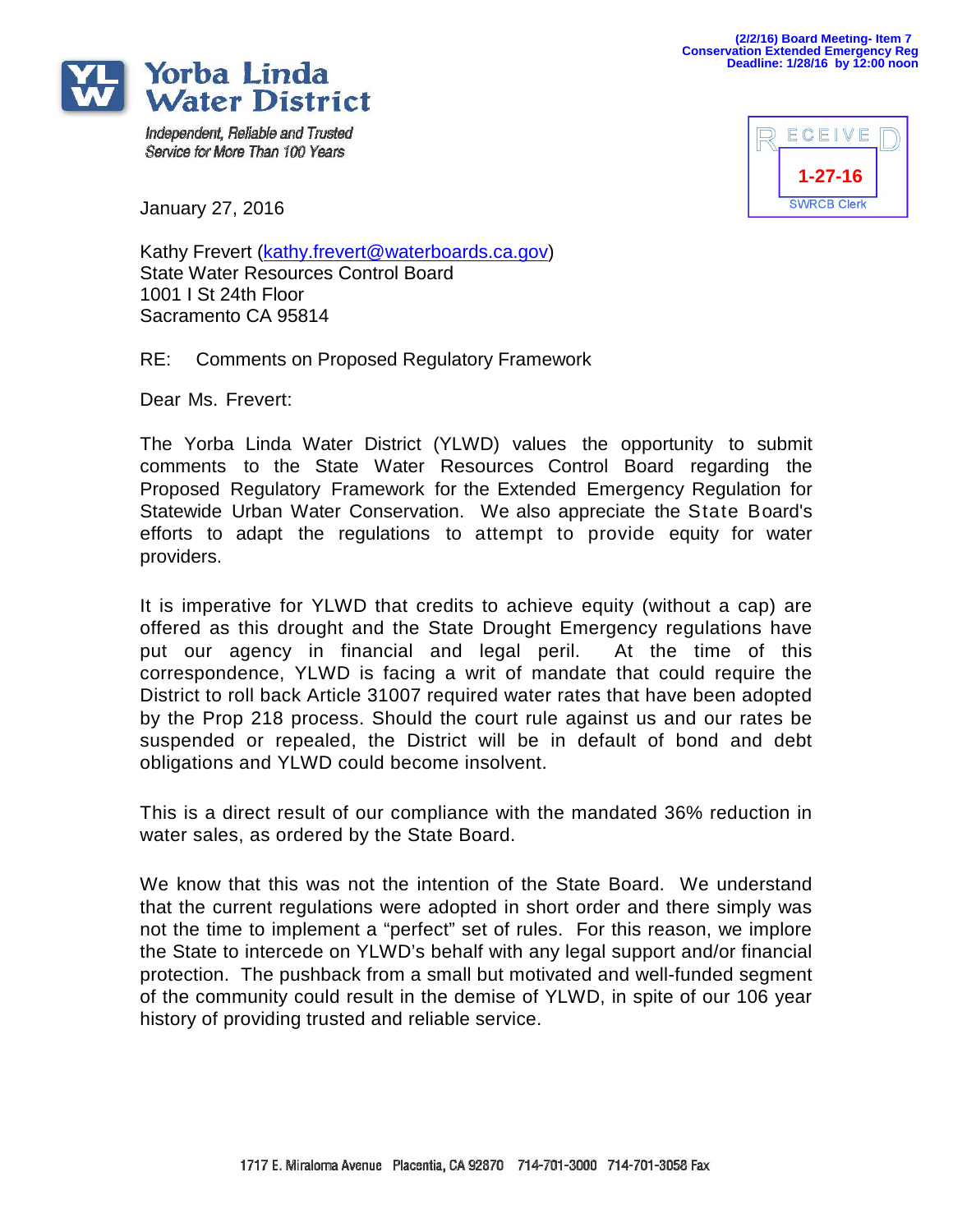(2/2/16) Board Meeting- Item 7
Conservation Extended Emergency Reg
Deadline: 1/28/16 by 12:00 noon

**Yorba Linda Water District**

*Independent, Reliable and Trusted Service for More Than 100 Years*

RECEIVED
1-27-16
SWRCB Clerk

January 27, 2016

Kathy Frevert (kathy.frevert@waterboards.ca.gov)
State Water Resources Control Board
1001 I St 24th Floor
Sacramento CA 95814

RE: Comments on Proposed Regulatory Framework

Dear Ms. Frevert:

The Yorba Linda Water District (YLWD) values the opportunity to submit comments to the State Water Resources Control Board regarding the Proposed Regulatory Framework for the Extended Emergency Regulation for Statewide Urban Water Conservation. We also appreciate the State Board's efforts to adapt the regulations to attempt to provide equity for water providers.

It is imperative for YLWD that credits to achieve equity (without a cap) are offered as this drought and the State Drought Emergency regulations have put our agency in financial and legal peril. At the time of this correspondence, YLWD is facing a writ of mandate that could require the District to roll back Article 31007 required water rates that have been adopted by the Prop 218 process. Should the court rule against us and our rates be suspended or repealed, the District will be in default of bond and debt obligations and YLWD could become insolvent.

This is a direct result of our compliance with the mandated 36% reduction in water sales, as ordered by the State Board.

We know that this was not the intention of the State Board. We understand that the current regulations were adopted in short order and there simply was not the time to implement a "perfect" set of rules. For this reason, we implore the State to intercede on YLWD's behalf with any legal support and/or financial protection. The pushback from a small but motivated and well-funded segment of the community could result in the demise of YLWD, in spite of our 106 year history of providing trusted and reliable service.

1717 E. Miraloma Avenue Placentia, CA 92870 714-701-3000 714-701-3058 Fax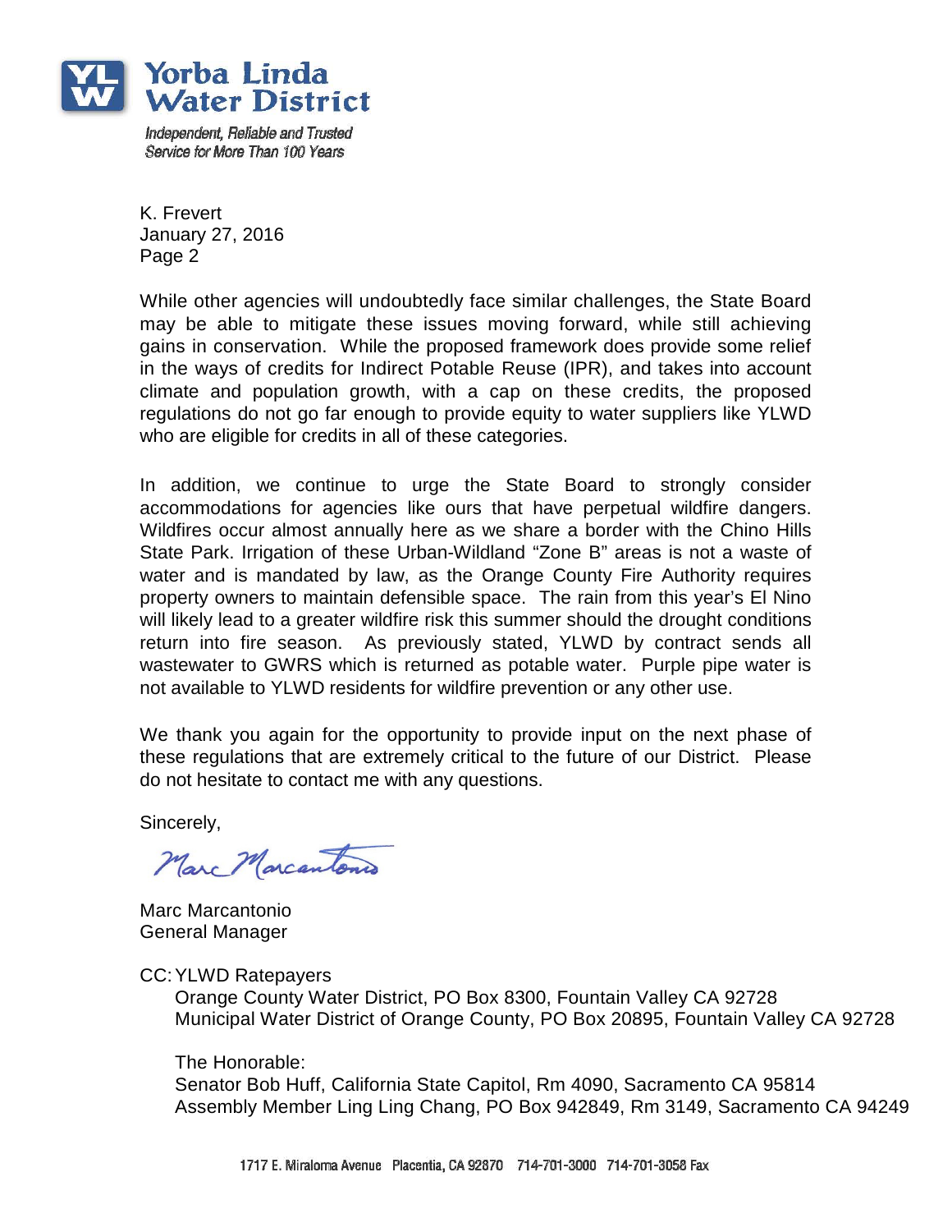While other agencies will undoubtedly face similar challenges, the State Board may be able to mitigate these issues moving forward, while still achieving gains in conservation. While the proposed framework does provide some relief in the ways of credits for Indirect Potable Reuse (IPR), and takes into account climate and population growth, with a cap on these credits, the proposed regulations do not go far enough to provide equity to water suppliers like YLWD who are eligible for credits in all of these categories.

In addition, we continue to urge the State Board to strongly consider accommodations for agencies like ours that have perpetual wildfire dangers. Wildfires occur almost annually here as we share a border with the Chino Hills State Park. Irrigation of these Urban-Wildland "Zone B" areas is not a waste of water and is mandated by law, as the Orange County Fire Authority requires property owners to maintain defensible space. The rain from this year's El Nino will likely lead to a greater wildfire risk this summer should the drought conditions return into fire season. As previously stated, YLWD by contract sends all wastewater to GWRS which is returned as potable water. Purple pipe water is not available to YLWD residents for wildfire prevention or any other use.

We thank you again for the opportunity to provide input on the next phase of these regulations that are extremely critical to the future of our District. Please do not hesitate to contact me with any questions.

Sincerely,

Marc Marcantonio
General Manager

CC: YLWD Ratepayers
Orange County Water District, PO Box 8300, Fountain Valley CA 92728
Municipal Water District of Orange County, PO Box 20895, Fountain Valley CA 92728

The Honorable:
Senator Bob Huff, California State Capitol, Rm 4090, Sacramento CA 95814
Assembly Member Ling Ling Chang, PO Box 942849, Rm 3149, Sacramento CA 94249